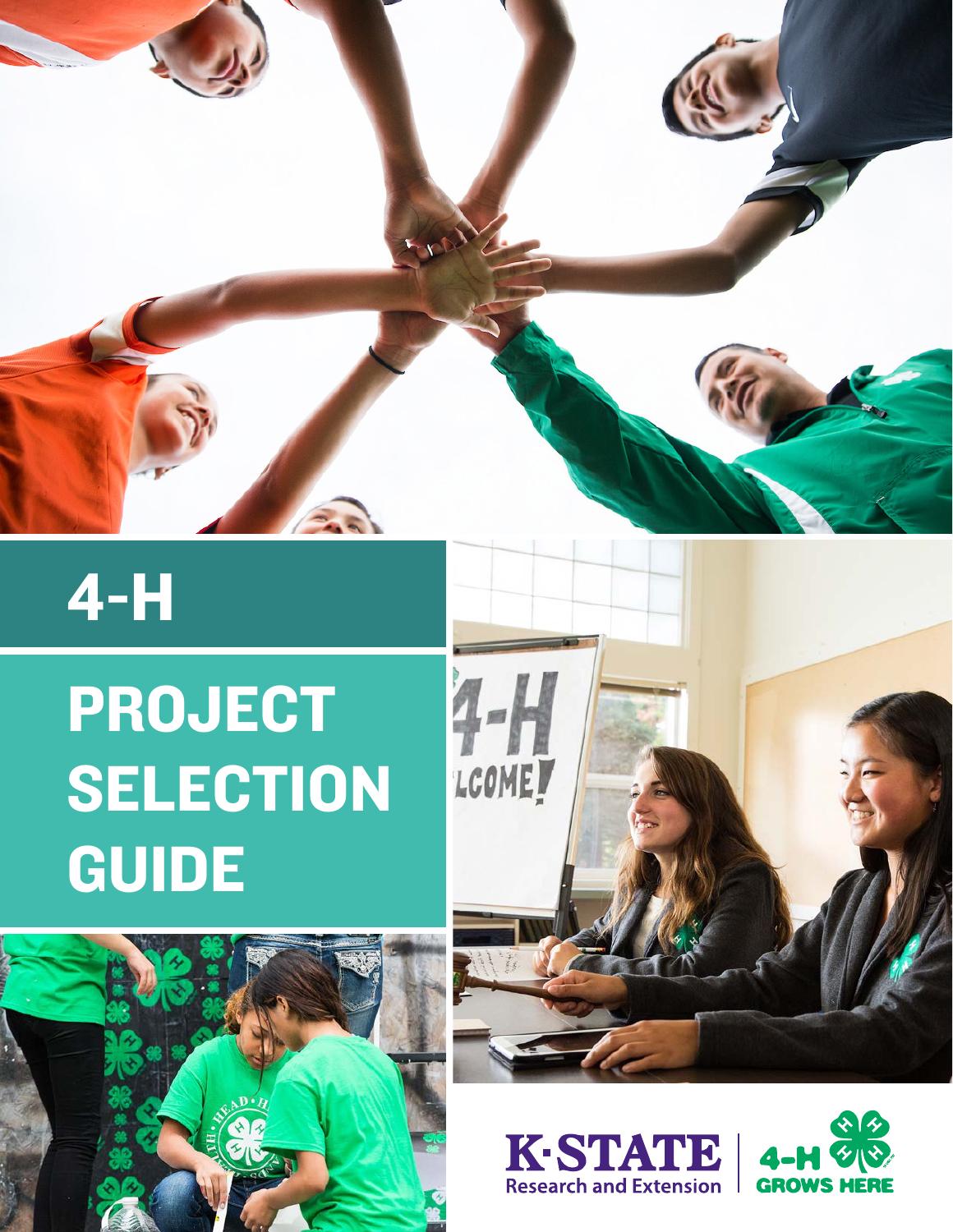# 4-H

# PROJECT SELECTION GUIDE

K·STATE Research and Extension | 4-H GROWS HERE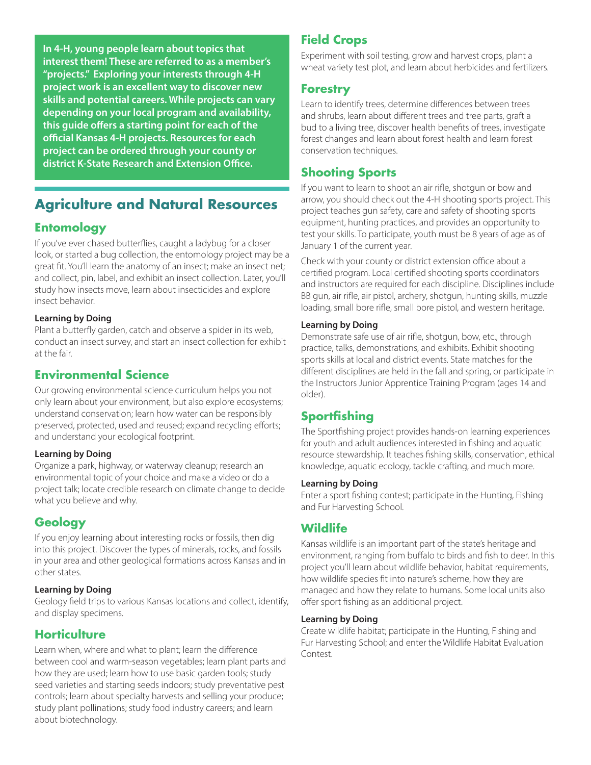**In 4-H, young people learn about topics that interest them! These are referred to as a member's "projects." Exploring your interests through 4-H project work is an excellent way to discover new skills and potential careers. While projects can vary depending on your local program and availability, this guide offers a starting point for each of the official Kansas 4-H projects. Resources for each project can be ordered through your county or district K-State Research and Extension Office.**

# Agriculture and Natural Resources

## Entomology

If you've ever chased butterflies, caught a ladybug for a closer look, or started a bug collection, the entomology project may be a great fit. You'll learn the anatomy of an insect; make an insect net; and collect, pin, label, and exhibit an insect collection. Later, you'll study how insects move, learn about insecticides and explore insect behavior.

**Learning by Doing**
Plant a butterfly garden, catch and observe a spider in its web, conduct an insect survey, and start an insect collection for exhibit at the fair.

## Environmental Science

Our growing environmental science curriculum helps you not only learn about your environment, but also explore ecosystems; understand conservation; learn how water can be responsibly preserved, protected, used and reused; expand recycling efforts; and understand your ecological footprint.

**Learning by Doing**
Organize a park, highway, or waterway cleanup; research an environmental topic of your choice and make a video or do a project talk; locate credible research on climate change to decide what you believe and why.

## Geology

If you enjoy learning about interesting rocks or fossils, then dig into this project. Discover the types of minerals, rocks, and fossils in your area and other geological formations across Kansas and in other states.

**Learning by Doing**
Geology field trips to various Kansas locations and collect, identify, and display specimens.

## Horticulture

Learn when, where and what to plant; learn the difference between cool and warm-season vegetables; learn plant parts and how they are used; learn how to use basic garden tools; study seed varieties and starting seeds indoors; study preventative pest controls; learn about specialty harvests and selling your produce; study plant pollinations; study food industry careers; and learn about biotechnology.

## Field Crops

Experiment with soil testing, grow and harvest crops, plant a wheat variety test plot, and learn about herbicides and fertilizers.

## Forestry

Learn to identify trees, determine differences between trees and shrubs, learn about different trees and tree parts, graft a bud to a living tree, discover health benefits of trees, investigate forest changes and learn about forest health and learn forest conservation techniques.

## Shooting Sports

If you want to learn to shoot an air rifle, shotgun or bow and arrow, you should check out the 4-H shooting sports project. This project teaches gun safety, care and safety of shooting sports equipment, hunting practices, and provides an opportunity to test your skills. To participate, youth must be 8 years of age as of January 1 of the current year.

Check with your county or district extension office about a certified program. Local certified shooting sports coordinators and instructors are required for each discipline. Disciplines include BB gun, air rifle, air pistol, archery, shotgun, hunting skills, muzzle loading, small bore rifle, small bore pistol, and western heritage.

**Learning by Doing**
Demonstrate safe use of air rifle, shotgun, bow, etc., through practice, talks, demonstrations, and exhibits. Exhibit shooting sports skills at local and district events. State matches for the different disciplines are held in the fall and spring, or participate in the Instructors Junior Apprentice Training Program (ages 14 and older).

## Sportfishing

The Sportfishing project provides hands-on learning experiences for youth and adult audiences interested in fishing and aquatic resource stewardship. It teaches fishing skills, conservation, ethical knowledge, aquatic ecology, tackle crafting, and much more.

**Learning by Doing**
Enter a sport fishing contest; participate in the Hunting, Fishing and Fur Harvesting School.

## Wildlife

Kansas wildlife is an important part of the state's heritage and environment, ranging from buffalo to birds and fish to deer. In this project you'll learn about wildlife behavior, habitat requirements, how wildlife species fit into nature's scheme, how they are managed and how they relate to humans. Some local units also offer sport fishing as an additional project.

**Learning by Doing**
Create wildlife habitat; participate in the Hunting, Fishing and Fur Harvesting School; and enter the Wildlife Habitat Evaluation Contest.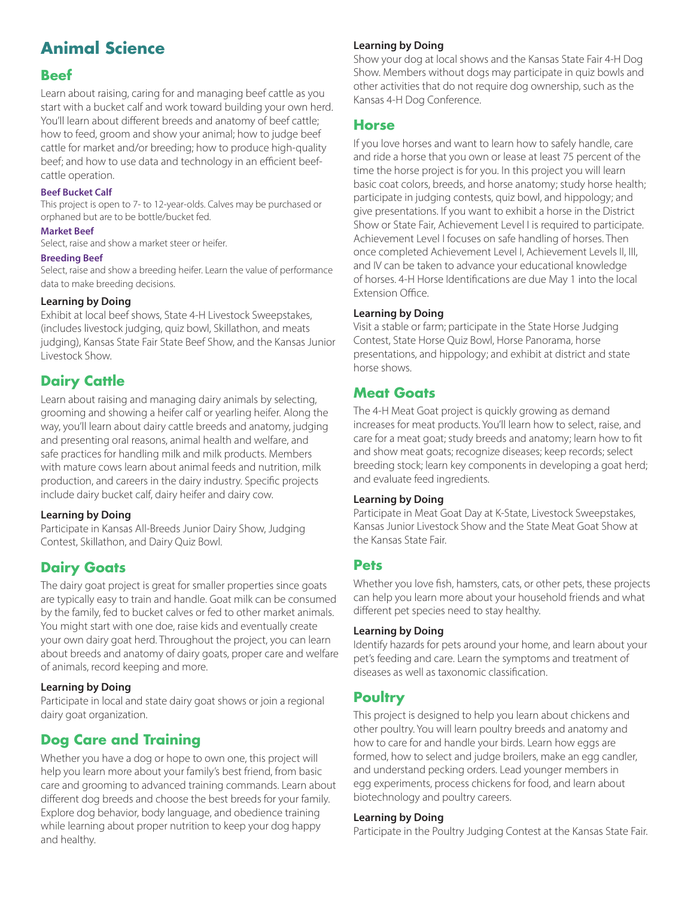# Animal Science

## Beef

Learn about raising, caring for and managing beef cattle as you start with a bucket calf and work toward building your own herd. You'll learn about different breeds and anatomy of beef cattle; how to feed, groom and show your animal; how to judge beef cattle for market and/or breeding; how to produce high-quality beef; and how to use data and technology in an efficient beef-cattle operation.

### Beef Bucket Calf

This project is open to 7- to 12-year-olds. Calves may be purchased or orphaned but are to be bottle/bucket fed.

### Market Beef

Select, raise and show a market steer or heifer.

### Breeding Beef

Select, raise and show a breeding heifer. Learn the value of performance data to make breeding decisions.

**Learning by Doing**

Exhibit at local beef shows, State 4-H Livestock Sweepstakes, (includes livestock judging, quiz bowl, Skillathon, and meats judging), Kansas State Fair State Beef Show, and the Kansas Junior Livestock Show.

## Dairy Cattle

Learn about raising and managing dairy animals by selecting, grooming and showing a heifer calf or yearling heifer. Along the way, you'll learn about dairy cattle breeds and anatomy, judging and presenting oral reasons, animal health and welfare, and safe practices for handling milk and milk products. Members with mature cows learn about animal feeds and nutrition, milk production, and careers in the dairy industry. Specific projects include dairy bucket calf, dairy heifer and dairy cow.

**Learning by Doing**

Participate in Kansas All-Breeds Junior Dairy Show, Judging Contest, Skillathon, and Dairy Quiz Bowl.

## Dairy Goats

The dairy goat project is great for smaller properties since goats are typically easy to train and handle. Goat milk can be consumed by the family, fed to bucket calves or fed to other market animals. You might start with one doe, raise kids and eventually create your own dairy goat herd. Throughout the project, you can learn about breeds and anatomy of dairy goats, proper care and welfare of animals, record keeping and more.

**Learning by Doing**

Participate in local and state dairy goat shows or join a regional dairy goat organization.

## Dog Care and Training

Whether you have a dog or hope to own one, this project will help you learn more about your family's best friend, from basic care and grooming to advanced training commands. Learn about different dog breeds and choose the best breeds for your family. Explore dog behavior, body language, and obedience training while learning about proper nutrition to keep your dog happy and healthy.

**Learning by Doing**

Show your dog at local shows and the Kansas State Fair 4-H Dog Show. Members without dogs may participate in quiz bowls and other activities that do not require dog ownership, such as the Kansas 4-H Dog Conference.

## Horse

If you love horses and want to learn how to safely handle, care and ride a horse that you own or lease at least 75 percent of the time the horse project is for you. In this project you will learn basic coat colors, breeds, and horse anatomy; study horse health; participate in judging contests, quiz bowl, and hippology; and give presentations. If you want to exhibit a horse in the District Show or State Fair, Achievement Level I is required to participate. Achievement Level I focuses on safe handling of horses. Then once completed Achievement Level I, Achievement Levels II, III, and IV can be taken to advance your educational knowledge of horses. 4-H Horse Identifications are due May 1 into the local Extension Office.

**Learning by Doing**

Visit a stable or farm; participate in the State Horse Judging Contest, State Horse Quiz Bowl, Horse Panorama, horse presentations, and hippology; and exhibit at district and state horse shows.

## Meat Goats

The 4-H Meat Goat project is quickly growing as demand increases for meat products. You'll learn how to select, raise, and care for a meat goat; study breeds and anatomy; learn how to fit and show meat goats; recognize diseases; keep records; select breeding stock; learn key components in developing a goat herd; and evaluate feed ingredients.

**Learning by Doing**

Participate in Meat Goat Day at K-State, Livestock Sweepstakes, Kansas Junior Livestock Show and the State Meat Goat Show at the Kansas State Fair.

## Pets

Whether you love fish, hamsters, cats, or other pets, these projects can help you learn more about your household friends and what different pet species need to stay healthy.

**Learning by Doing**

Identify hazards for pets around your home, and learn about your pet's feeding and care. Learn the symptoms and treatment of diseases as well as taxonomic classification.

## Poultry

This project is designed to help you learn about chickens and other poultry. You will learn poultry breeds and anatomy and how to care for and handle your birds. Learn how eggs are formed, how to select and judge broilers, make an egg candler, and understand pecking orders. Lead younger members in egg experiments, process chickens for food, and learn about biotechnology and poultry careers.

**Learning by Doing**

Participate in the Poultry Judging Contest at the Kansas State Fair.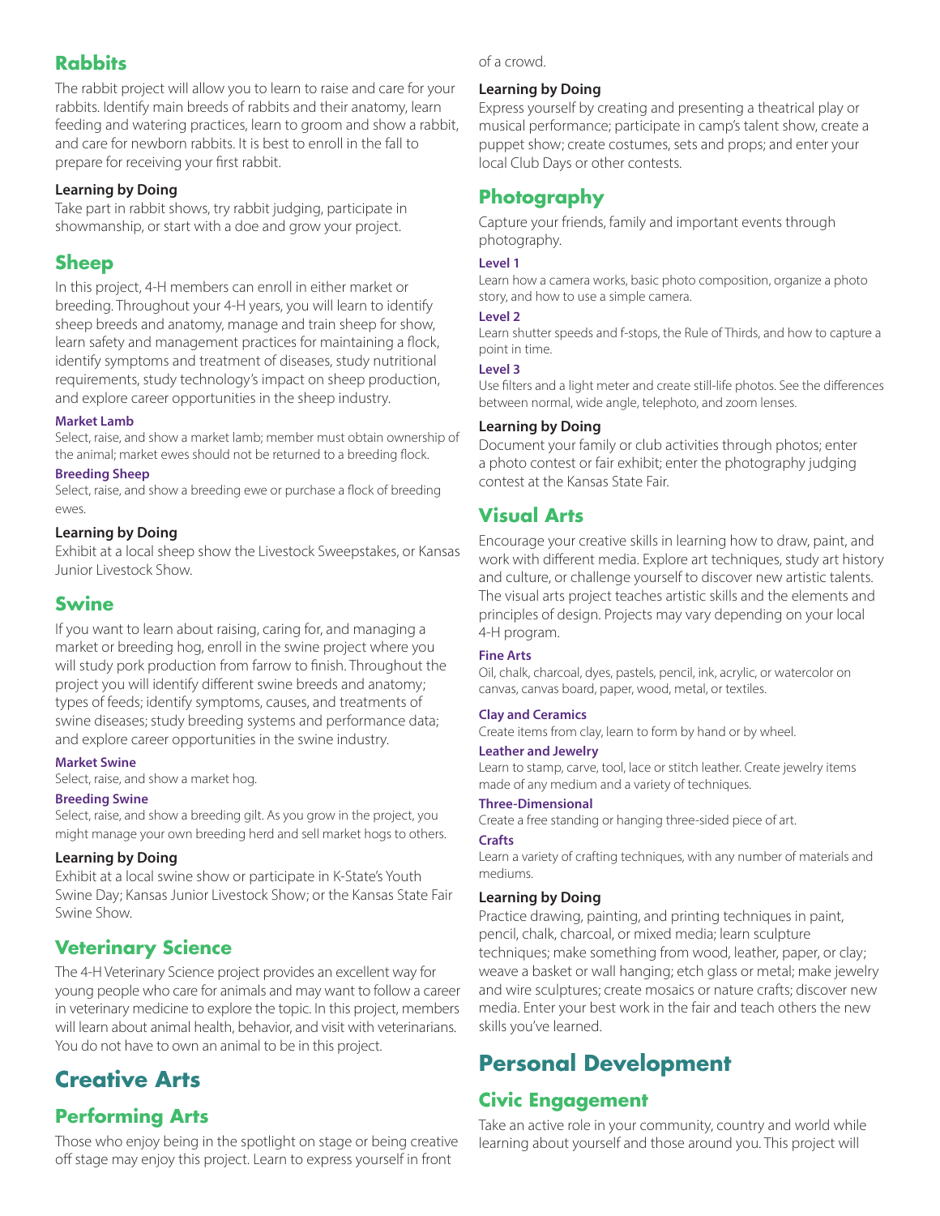## Rabbits

The rabbit project will allow you to learn to raise and care for your rabbits. Identify main breeds of rabbits and their anatomy, learn feeding and watering practices, learn to groom and show a rabbit, and care for newborn rabbits. It is best to enroll in the fall to prepare for receiving your first rabbit.

**Learning by Doing**

Take part in rabbit shows, try rabbit judging, participate in showmanship, or start with a doe and grow your project.

## Sheep

In this project, 4-H members can enroll in either market or breeding. Throughout your 4-H years, you will learn to identify sheep breeds and anatomy, manage and train sheep for show, learn safety and management practices for maintaining a flock, identify symptoms and treatment of diseases, study nutritional requirements, study technology's impact on sheep production, and explore career opportunities in the sheep industry.

#### Market Lamb

Select, raise, and show a market lamb; member must obtain ownership of the animal; market ewes should not be returned to a breeding flock.

#### Breeding Sheep

Select, raise, and show a breeding ewe or purchase a flock of breeding ewes.

**Learning by Doing**

Exhibit at a local sheep show the Livestock Sweepstakes, or Kansas Junior Livestock Show.

## Swine

If you want to learn about raising, caring for, and managing a market or breeding hog, enroll in the swine project where you will study pork production from farrow to finish. Throughout the project you will identify different swine breeds and anatomy; types of feeds; identify symptoms, causes, and treatments of swine diseases; study breeding systems and performance data; and explore career opportunities in the swine industry.

#### Market Swine

Select, raise, and show a market hog.

#### Breeding Swine

Select, raise, and show a breeding gilt. As you grow in the project, you might manage your own breeding herd and sell market hogs to others.

**Learning by Doing**

Exhibit at a local swine show or participate in K-State's Youth Swine Day; Kansas Junior Livestock Show; or the Kansas State Fair Swine Show.

## Veterinary Science

The 4-H Veterinary Science project provides an excellent way for young people who care for animals and may want to follow a career in veterinary medicine to explore the topic. In this project, members will learn about animal health, behavior, and visit with veterinarians. You do not have to own an animal to be in this project.

# Creative Arts

## Performing Arts

Those who enjoy being in the spotlight on stage or being creative off stage may enjoy this project. Learn to express yourself in front of a crowd.

**Learning by Doing**

Express yourself by creating and presenting a theatrical play or musical performance; participate in camp's talent show, create a puppet show; create costumes, sets and props; and enter your local Club Days or other contests.

## Photography

Capture your friends, family and important events through photography.

#### Level 1

Learn how a camera works, basic photo composition, organize a photo story, and how to use a simple camera.

#### Level 2

Learn shutter speeds and f-stops, the Rule of Thirds, and how to capture a point in time.

#### Level 3

Use filters and a light meter and create still-life photos. See the differences between normal, wide angle, telephoto, and zoom lenses.

**Learning by Doing**

Document your family or club activities through photos; enter a photo contest or fair exhibit; enter the photography judging contest at the Kansas State Fair.

## Visual Arts

Encourage your creative skills in learning how to draw, paint, and work with different media. Explore art techniques, study art history and culture, or challenge yourself to discover new artistic talents. The visual arts project teaches artistic skills and the elements and principles of design. Projects may vary depending on your local 4-H program.

#### Fine Arts

Oil, chalk, charcoal, dyes, pastels, pencil, ink, acrylic, or watercolor on canvas, canvas board, paper, wood, metal, or textiles.

#### Clay and Ceramics

Create items from clay, learn to form by hand or by wheel.

#### Leather and Jewelry

Learn to stamp, carve, tool, lace or stitch leather. Create jewelry items made of any medium and a variety of techniques.

#### Three-Dimensional

Create a free standing or hanging three-sided piece of art.

#### Crafts

Learn a variety of crafting techniques, with any number of materials and mediums.

**Learning by Doing**

Practice drawing, painting, and printing techniques in paint, pencil, chalk, charcoal, or mixed media; learn sculpture techniques; make something from wood, leather, paper, or clay; weave a basket or wall hanging; etch glass or metal; make jewelry and wire sculptures; create mosaics or nature crafts; discover new media. Enter your best work in the fair and teach others the new skills you've learned.

# Personal Development

## Civic Engagement

Take an active role in your community, country and world while learning about yourself and those around you. This project will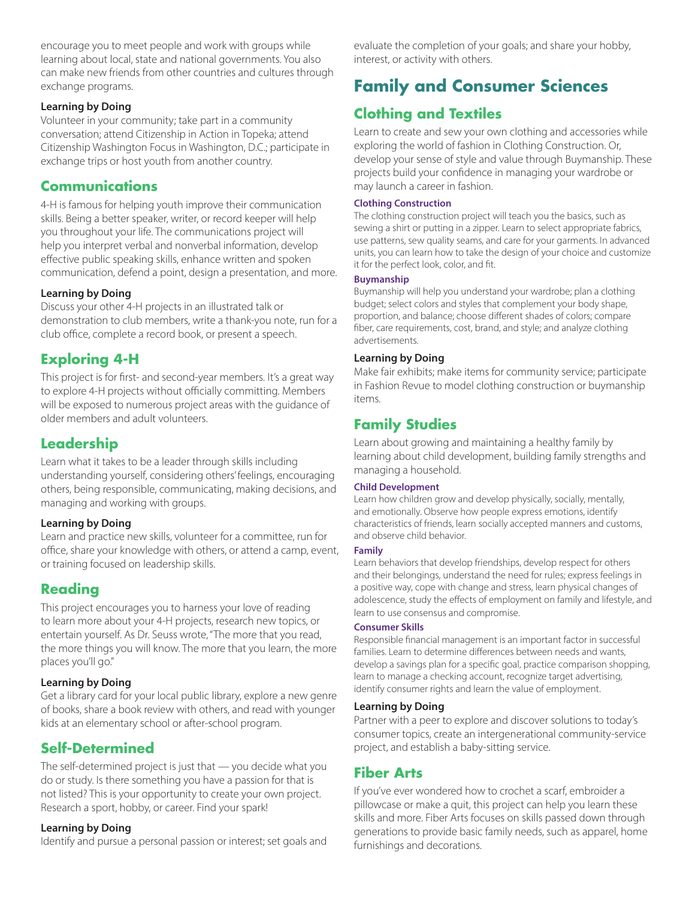encourage you to meet people and work with groups while learning about local, state and national governments. You also can make new friends from other countries and cultures through exchange programs.

**Learning by Doing**

Volunteer in your community; take part in a community conversation; attend Citizenship in Action in Topeka; attend Citizenship Washington Focus in Washington, D.C.; participate in exchange trips or host youth from another country.

## Communications

4-H is famous for helping youth improve their communication skills. Being a better speaker, writer, or record keeper will help you throughout your life. The communications project will help you interpret verbal and nonverbal information, develop effective public speaking skills, enhance written and spoken communication, defend a point, design a presentation, and more.

**Learning by Doing**

Discuss your other 4-H projects in an illustrated talk or demonstration to club members, write a thank-you note, run for a club office, complete a record book, or present a speech.

## Exploring 4-H

This project is for first- and second-year members. It's a great way to explore 4-H projects without officially committing. Members will be exposed to numerous project areas with the guidance of older members and adult volunteers.

## Leadership

Learn what it takes to be a leader through skills including understanding yourself, considering others' feelings, encouraging others, being responsible, communicating, making decisions, and managing and working with groups.

**Learning by Doing**

Learn and practice new skills, volunteer for a committee, run for office, share your knowledge with others, or attend a camp, event, or training focused on leadership skills.

## Reading

This project encourages you to harness your love of reading to learn more about your 4-H projects, research new topics, or entertain yourself. As Dr. Seuss wrote, "The more that you read, the more things you will know. The more that you learn, the more places you'll go."

**Learning by Doing**

Get a library card for your local public library, explore a new genre of books, share a book review with others, and read with younger kids at an elementary school or after-school program.

## Self-Determined

The self-determined project is just that — you decide what you do or study. Is there something you have a passion for that is not listed? This is your opportunity to create your own project. Research a sport, hobby, or career. Find your spark!

**Learning by Doing**

Identify and pursue a personal passion or interest; set goals and evaluate the completion of your goals; and share your hobby, interest, or activity with others.

# Family and Consumer Sciences

## Clothing and Textiles

Learn to create and sew your own clothing and accessories while exploring the world of fashion in Clothing Construction. Or, develop your sense of style and value through Buymanship. These projects build your confidence in managing your wardrobe or may launch a career in fashion.

### Clothing Construction

The clothing construction project will teach you the basics, such as sewing a shirt or putting in a zipper. Learn to select appropriate fabrics, use patterns, sew quality seams, and care for your garments. In advanced units, you can learn how to take the design of your choice and customize it for the perfect look, color, and fit.

### Buymanship

Buymanship will help you understand your wardrobe; plan a clothing budget; select colors and styles that complement your body shape, proportion, and balance; choose different shades of colors; compare fiber, care requirements, cost, brand, and style; and analyze clothing advertisements.

**Learning by Doing**

Make fair exhibits; make items for community service; participate in Fashion Revue to model clothing construction or buymanship items.

## Family Studies

Learn about growing and maintaining a healthy family by learning about child development, building family strengths and managing a household.

### Child Development

Learn how children grow and develop physically, socially, mentally, and emotionally. Observe how people express emotions, identify characteristics of friends, learn socially accepted manners and customs, and observe child behavior.

### Family

Learn behaviors that develop friendships, develop respect for others and their belongings, understand the need for rules; express feelings in a positive way, cope with change and stress, learn physical changes of adolescence, study the effects of employment on family and lifestyle, and learn to use consensus and compromise.

### Consumer Skills

Responsible financial management is an important factor in successful families. Learn to determine differences between needs and wants, develop a savings plan for a specific goal, practice comparison shopping, learn to manage a checking account, recognize target advertising, identify consumer rights and learn the value of employment.

**Learning by Doing**

Partner with a peer to explore and discover solutions to today's consumer topics, create an intergenerational community-service project, and establish a baby-sitting service.

## Fiber Arts

If you've ever wondered how to crochet a scarf, embroider a pillowcase or make a quit, this project can help you learn these skills and more. Fiber Arts focuses on skills passed down through generations to provide basic family needs, such as apparel, home furnishings and decorations.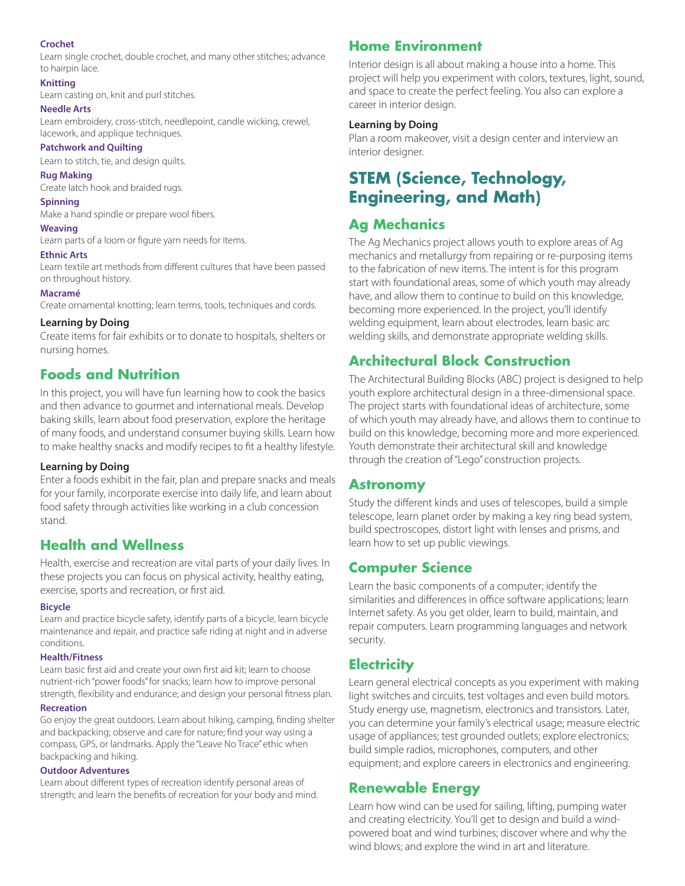#### Crochet

Learn single crochet, double crochet, and many other stitches; advance to hairpin lace.

#### Knitting

Learn casting on, knit and purl stitches.

#### Needle Arts

Learn embroidery, cross-stitch, needlepoint, candle wicking, crewel, lacework, and applique techniques.

#### Patchwork and Quilting

Learn to stitch, tie, and design quilts.

#### Rug Making

Create latch hook and braided rugs.

#### Spinning

Make a hand spindle or prepare wool fibers.

#### Weaving

Learn parts of a loom or figure yarn needs for items.

#### Ethnic Arts

Learn textile art methods from different cultures that have been passed on throughout history.

#### Macramé

Create ornamental knotting; learn terms, tools, techniques and cords.

**Learning by Doing**

Create items for fair exhibits or to donate to hospitals, shelters or nursing homes.

### Foods and Nutrition

In this project, you will have fun learning how to cook the basics and then advance to gourmet and international meals. Develop baking skills, learn about food preservation, explore the heritage of many foods, and understand consumer buying skills. Learn how to make healthy snacks and modify recipes to fit a healthy lifestyle.

**Learning by Doing**

Enter a foods exhibit in the fair, plan and prepare snacks and meals for your family, incorporate exercise into daily life, and learn about food safety through activities like working in a club concession stand.

### Health and Wellness

Health, exercise and recreation are vital parts of your daily lives. In these projects you can focus on physical activity, healthy eating, exercise, sports and recreation, or first aid.

#### Bicycle

Learn and practice bicycle safety, identify parts of a bicycle, learn bicycle maintenance and repair, and practice safe riding at night and in adverse conditions.

#### Health/Fitness

Learn basic first aid and create your own first aid kit; learn to choose nutrient-rich "power foods" for snacks; learn how to improve personal strength, flexibility and endurance; and design your personal fitness plan.

#### Recreation

Go enjoy the great outdoors. Learn about hiking, camping, finding shelter and backpacking; observe and care for nature; find your way using a compass, GPS, or landmarks. Apply the "Leave No Trace" ethic when backpacking and hiking.

#### Outdoor Adventures

Learn about different types of recreation identify personal areas of strength; and learn the benefits of recreation for your body and mind.

### Home Environment

Interior design is all about making a house into a home. This project will help you experiment with colors, textures, light, sound, and space to create the perfect feeling. You also can explore a career in interior design.

**Learning by Doing**

Plan a room makeover, visit a design center and interview an interior designer.

## STEM (Science, Technology, Engineering, and Math)

### Ag Mechanics

The Ag Mechanics project allows youth to explore areas of Ag mechanics and metallurgy from repairing or re-purposing items to the fabrication of new items. The intent is for this program start with foundational areas, some of which youth may already have, and allow them to continue to build on this knowledge, becoming more experienced. In the project, you'll identify welding equipment, learn about electrodes, learn basic arc welding skills, and demonstrate appropriate welding skills.

### Architectural Block Construction

The Architectural Building Blocks (ABC) project is designed to help youth explore architectural design in a three-dimensional space. The project starts with foundational ideas of architecture, some of which youth may already have, and allows them to continue to build on this knowledge, becoming more and more experienced. Youth demonstrate their architectural skill and knowledge through the creation of "Lego" construction projects.

### Astronomy

Study the different kinds and uses of telescopes, build a simple telescope, learn planet order by making a key ring bead system, build spectroscopes, distort light with lenses and prisms, and learn how to set up public viewings.

### Computer Science

Learn the basic components of a computer; identify the similarities and differences in office software applications; learn Internet safety. As you get older, learn to build, maintain, and repair computers. Learn programming languages and network security.

### Electricity

Learn general electrical concepts as you experiment with making light switches and circuits, test voltages and even build motors. Study energy use, magnetism, electronics and transistors. Later, you can determine your family's electrical usage; measure electric usage of appliances; test grounded outlets; explore electronics; build simple radios, microphones, computers, and other equipment; and explore careers in electronics and engineering.

### Renewable Energy

Learn how wind can be used for sailing, lifting, pumping water and creating electricity. You'll get to design and build a wind-powered boat and wind turbines; discover where and why the wind blows; and explore the wind in art and literature.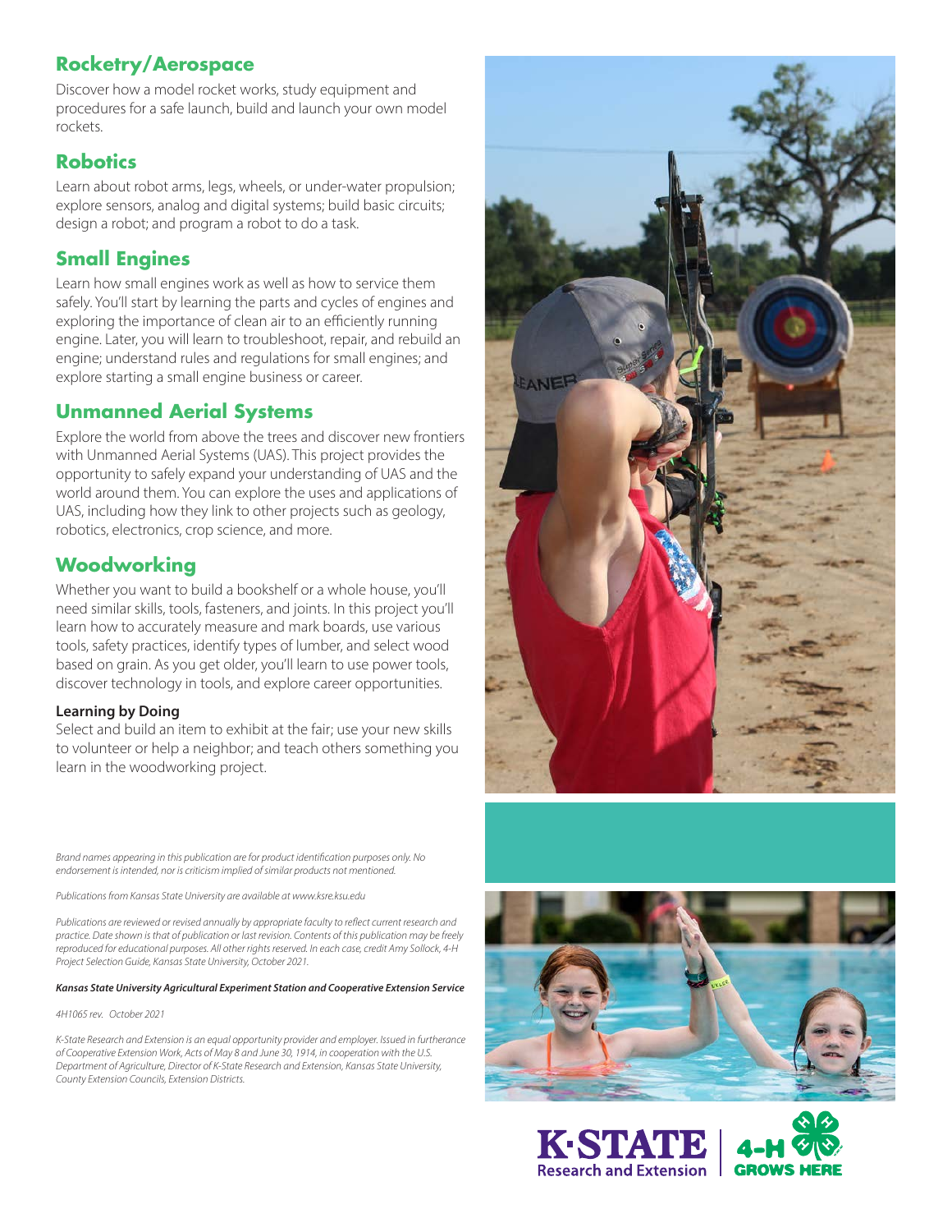## Rocketry/Aerospace

Discover how a model rocket works, study equipment and procedures for a safe launch, build and launch your own model rockets.

## Robotics

Learn about robot arms, legs, wheels, or under-water propulsion; explore sensors, analog and digital systems; build basic circuits; design a robot; and program a robot to do a task.

## Small Engines

Learn how small engines work as well as how to service them safely. You'll start by learning the parts and cycles of engines and exploring the importance of clean air to an efficiently running engine. Later, you will learn to troubleshoot, repair, and rebuild an engine; understand rules and regulations for small engines; and explore starting a small engine business or career.

## Unmanned Aerial Systems

Explore the world from above the trees and discover new frontiers with Unmanned Aerial Systems (UAS). This project provides the opportunity to safely expand your understanding of UAS and the world around them. You can explore the uses and applications of UAS, including how they link to other projects such as geology, robotics, electronics, crop science, and more.

## Woodworking

Whether you want to build a bookshelf or a whole house, you'll need similar skills, tools, fasteners, and joints. In this project you'll learn how to accurately measure and mark boards, use various tools, safety practices, identify types of lumber, and select wood based on grain. As you get older, you'll learn to use power tools, discover technology in tools, and explore career opportunities.

**Learning by Doing**

Select and build an item to exhibit at the fair; use your new skills to volunteer or help a neighbor; and teach others something you learn in the woodworking project.

*Brand names appearing in this publication are for product identification purposes only. No endorsement is intended, nor is criticism implied of similar products not mentioned.*

*Publications from Kansas State University are available at www.ksre.ksu.edu*

*Publications are reviewed or revised annually by appropriate faculty to reflect current research and practice. Date shown is that of publication or last revision. Contents of this publication may be freely reproduced for educational purposes. All other rights reserved. In each case, credit Amy Sollock, 4-H Project Selection Guide, Kansas State University, October 2021.*

***Kansas State University Agricultural Experiment Station and Cooperative Extension Service***

*4H1065 rev. October 2021*

*K-State Research and Extension is an equal opportunity provider and employer. Issued in furtherance of Cooperative Extension Work, Acts of May 8 and June 30, 1914, in cooperation with the U.S. Department of Agriculture, Director of K-State Research and Extension, Kansas State University, County Extension Councils, Extension Districts.*

K·STATE Research and Extension | 4-H GROWS HERE